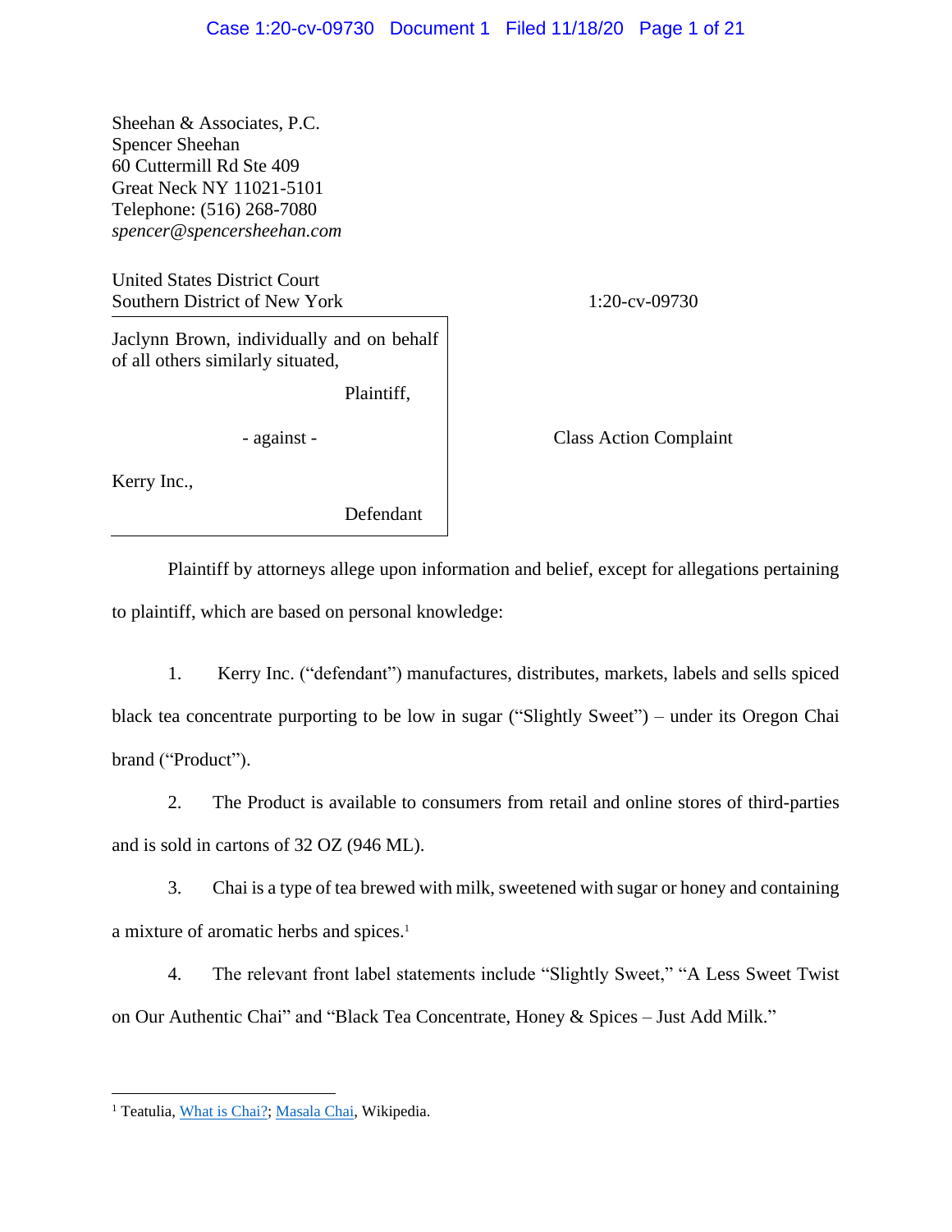Sheehan & Associates, P.C.
Spencer Sheehan
60 Cuttermill Rd Ste 409
Great Neck NY 11021-5101
Telephone: (516) 268-7080
*spencer@spencersheehan.com*

United States District Court
Southern District of New York

1:20-cv-09730

Jaclynn Brown, individually and on behalf of all others similarly situated,

Plaintiff,

- against -

Kerry Inc.,

Defendant

Class Action Complaint

Plaintiff by attorneys allege upon information and belief, except for allegations pertaining to plaintiff, which are based on personal knowledge:

1. Kerry Inc. ("defendant") manufactures, distributes, markets, labels and sells spiced black tea concentrate purporting to be low in sugar ("Slightly Sweet") – under its Oregon Chai brand ("Product").

2. The Product is available to consumers from retail and online stores of third-parties and is sold in cartons of 32 OZ (946 ML).

3. Chai is a type of tea brewed with milk, sweetened with sugar or honey and containing a mixture of aromatic herbs and spices.[1]

4. The relevant front label statements include "Slightly Sweet," "A Less Sweet Twist on Our Authentic Chai" and "Black Tea Concentrate, Honey & Spices – Just Add Milk."

---

[1] Teatulia, What is Chai?; Masala Chai, Wikipedia.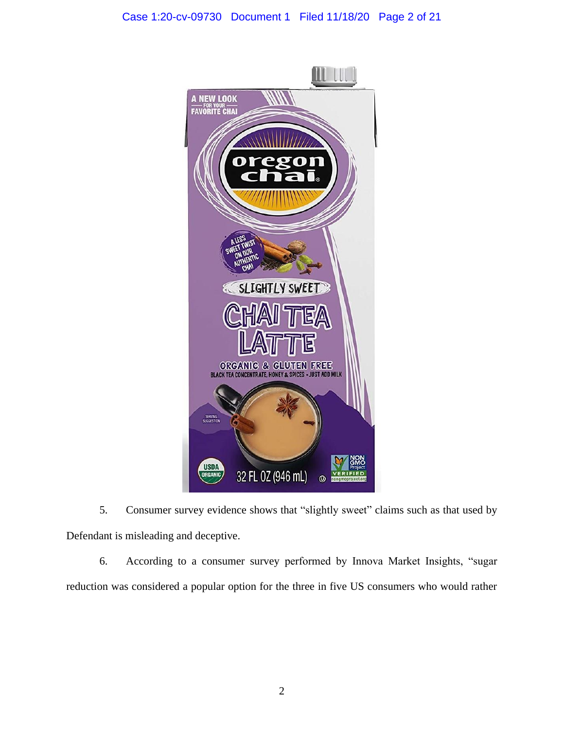5. Consumer survey evidence shows that "slightly sweet" claims such as that used by Defendant is misleading and deceptive.

6. According to a consumer survey performed by Innova Market Insights, "sugar reduction was considered a popular option for the three in five US consumers who would rather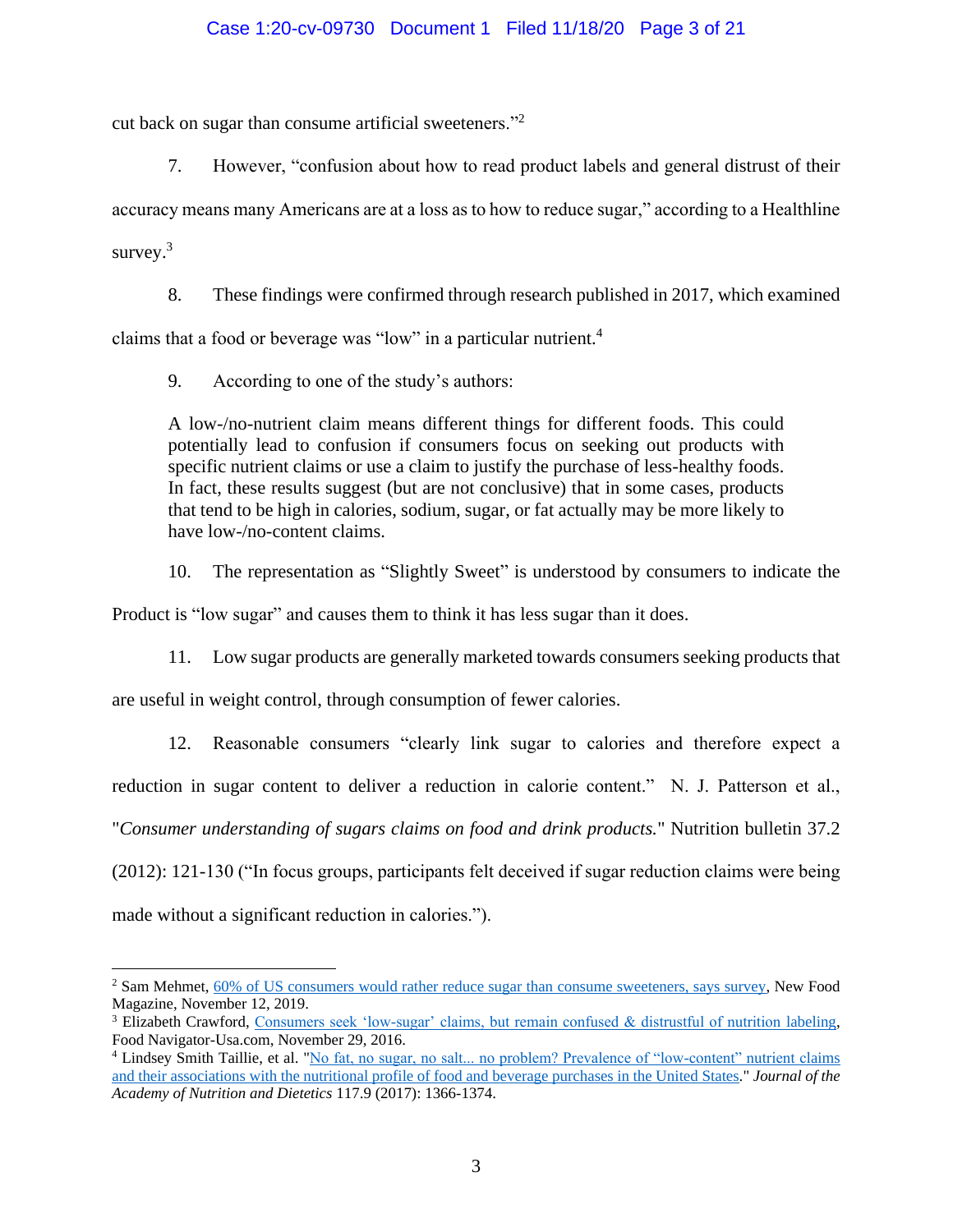cut back on sugar than consume artificial sweeteners."[2]

7. However, "confusion about how to read product labels and general distrust of their accuracy means many Americans are at a loss as to how to reduce sugar," according to a Healthline survey.[3]

8. These findings were confirmed through research published in 2017, which examined claims that a food or beverage was "low" in a particular nutrient.[4]

9. According to one of the study's authors:

> A low-/no-nutrient claim means different things for different foods. This could potentially lead to confusion if consumers focus on seeking out products with specific nutrient claims or use a claim to justify the purchase of less-healthy foods. In fact, these results suggest (but are not conclusive) that in some cases, products that tend to be high in calories, sodium, sugar, or fat actually may be more likely to have low-/no-content claims.

10. The representation as "Slightly Sweet" is understood by consumers to indicate the Product is "low sugar" and causes them to think it has less sugar than it does.

11. Low sugar products are generally marketed towards consumers seeking products that are useful in weight control, through consumption of fewer calories.

12. Reasonable consumers "clearly link sugar to calories and therefore expect a reduction in sugar content to deliver a reduction in calorie content." N. J. Patterson et al., "*Consumer understanding of sugars claims on food and drink products.*" Nutrition bulletin 37.2 (2012): 121-130 ("In focus groups, participants felt deceived if sugar reduction claims were being made without a significant reduction in calories.").

---

[2] Sam Mehmet, 60% of US consumers would rather reduce sugar than consume sweeteners, says survey, New Food Magazine, November 12, 2019.

[3] Elizabeth Crawford, Consumers seek 'low-sugar' claims, but remain confused & distrustful of nutrition labeling, Food Navigator-Usa.com, November 29, 2016.

[4] Lindsey Smith Taillie, et al. "No fat, no sugar, no salt... no problem? Prevalence of "low-content" nutrient claims and their associations with the nutritional profile of food and beverage purchases in the United States." *Journal of the Academy of Nutrition and Dietetics* 117.9 (2017): 1366-1374.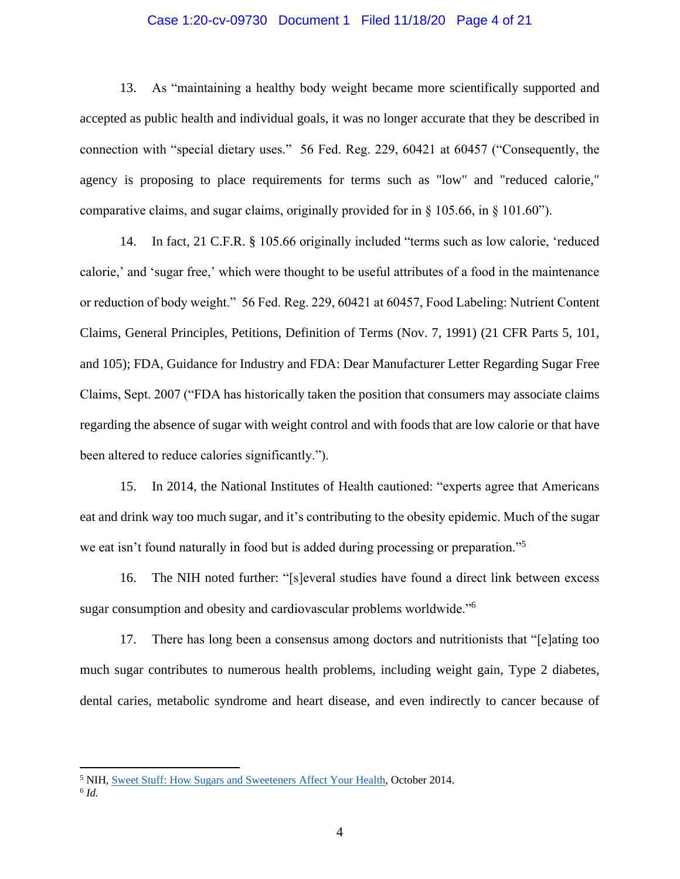13. As "maintaining a healthy body weight became more scientifically supported and accepted as public health and individual goals, it was no longer accurate that they be described in connection with "special dietary uses." 56 Fed. Reg. 229, 60421 at 60457 ("Consequently, the agency is proposing to place requirements for terms such as "low" and "reduced calorie," comparative claims, and sugar claims, originally provided for in § 105.66, in § 101.60").

14. In fact, 21 C.F.R. § 105.66 originally included "terms such as low calorie, 'reduced calorie,' and 'sugar free,' which were thought to be useful attributes of a food in the maintenance or reduction of body weight." 56 Fed. Reg. 229, 60421 at 60457, Food Labeling: Nutrient Content Claims, General Principles, Petitions, Definition of Terms (Nov. 7, 1991) (21 CFR Parts 5, 101, and 105); FDA, Guidance for Industry and FDA: Dear Manufacturer Letter Regarding Sugar Free Claims, Sept. 2007 ("FDA has historically taken the position that consumers may associate claims regarding the absence of sugar with weight control and with foods that are low calorie or that have been altered to reduce calories significantly.").

15. In 2014, the National Institutes of Health cautioned: "experts agree that Americans eat and drink way too much sugar, and it's contributing to the obesity epidemic. Much of the sugar we eat isn't found naturally in food but is added during processing or preparation."[5]

16. The NIH noted further: "[s]everal studies have found a direct link between excess sugar consumption and obesity and cardiovascular problems worldwide."[6]

17. There has long been a consensus among doctors and nutritionists that "[e]ating too much sugar contributes to numerous health problems, including weight gain, Type 2 diabetes, dental caries, metabolic syndrome and heart disease, and even indirectly to cancer because of

---

[5] NIH, Sweet Stuff: How Sugars and Sweeteners Affect Your Health, October 2014.

[6] *Id.*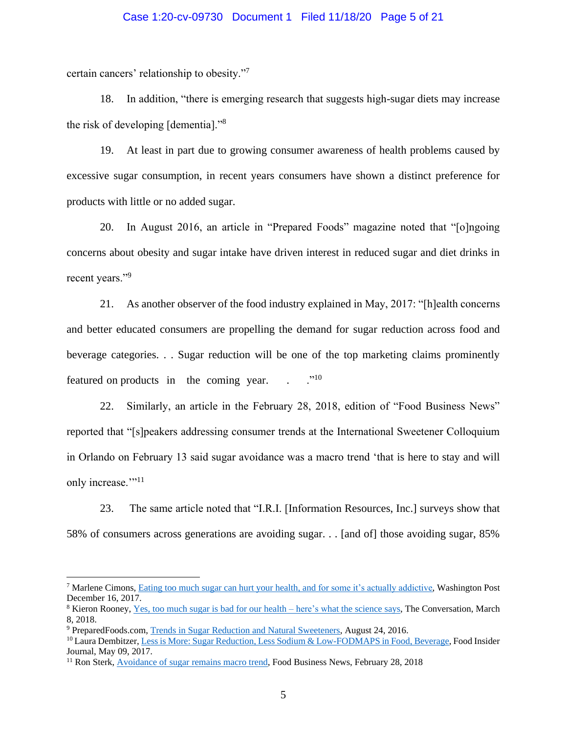certain cancers' relationship to obesity."[7]

18. In addition, "there is emerging research that suggests high-sugar diets may increase the risk of developing [dementia]."[8]

19. At least in part due to growing consumer awareness of health problems caused by excessive sugar consumption, in recent years consumers have shown a distinct preference for products with little or no added sugar.

20. In August 2016, an article in "Prepared Foods" magazine noted that "[o]ngoing concerns about obesity and sugar intake have driven interest in reduced sugar and diet drinks in recent years."[9]

21. As another observer of the food industry explained in May, 2017: "[h]ealth concerns and better educated consumers are propelling the demand for sugar reduction across food and beverage categories. . . Sugar reduction will be one of the top marketing claims prominently featured on products in the coming year. . . ."[10]

22. Similarly, an article in the February 28, 2018, edition of "Food Business News" reported that "[s]peakers addressing consumer trends at the International Sweetener Colloquium in Orlando on February 13 said sugar avoidance was a macro trend 'that is here to stay and will only increase.'"[11]

23. The same article noted that "I.R.I. [Information Resources, Inc.] surveys show that 58% of consumers across generations are avoiding sugar. . . [and of] those avoiding sugar, 85%

---

[7] Marlene Cimons, Eating too much sugar can hurt your health, and for some it's actually addictive, Washington Post December 16, 2017.

[8] Kieron Rooney, Yes, too much sugar is bad for our health – here's what the science says, The Conversation, March 8, 2018.

[9] PreparedFoods.com, Trends in Sugar Reduction and Natural Sweeteners, August 24, 2016.

[10] Laura Dembitzer, Less is More: Sugar Reduction, Less Sodium & Low-FODMAPS in Food, Beverage, Food Insider Journal, May 09, 2017.

[11] Ron Sterk, Avoidance of sugar remains macro trend, Food Business News, February 28, 2018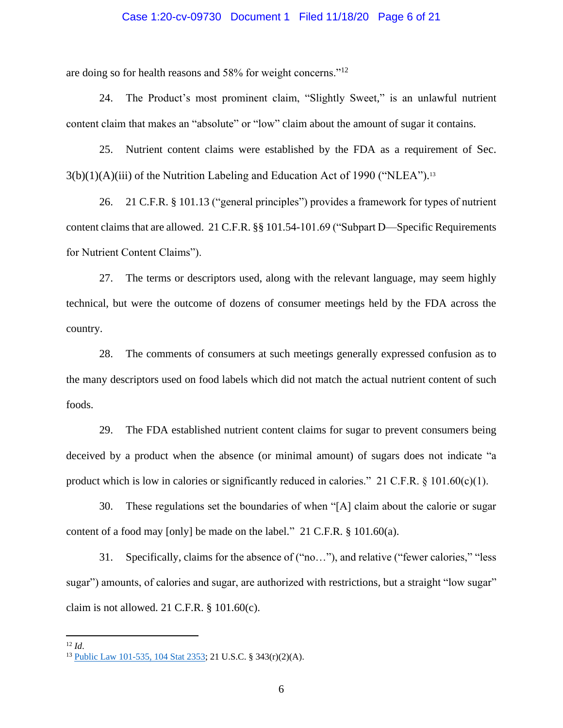are doing so for health reasons and 58% for weight concerns."[12]

24. The Product's most prominent claim, "Slightly Sweet," is an unlawful nutrient content claim that makes an "absolute" or "low" claim about the amount of sugar it contains.

25. Nutrient content claims were established by the FDA as a requirement of Sec. 3(b)(1)(A)(iii) of the Nutrition Labeling and Education Act of 1990 ("NLEA").[13]

26. 21 C.F.R. § 101.13 ("general principles") provides a framework for types of nutrient content claims that are allowed. 21 C.F.R. §§ 101.54-101.69 ("Subpart D—Specific Requirements for Nutrient Content Claims").

27. The terms or descriptors used, along with the relevant language, may seem highly technical, but were the outcome of dozens of consumer meetings held by the FDA across the country.

28. The comments of consumers at such meetings generally expressed confusion as to the many descriptors used on food labels which did not match the actual nutrient content of such foods.

29. The FDA established nutrient content claims for sugar to prevent consumers being deceived by a product when the absence (or minimal amount) of sugars does not indicate "a product which is low in calories or significantly reduced in calories." 21 C.F.R. § 101.60(c)(1).

30. These regulations set the boundaries of when "[A] claim about the calorie or sugar content of a food may [only] be made on the label." 21 C.F.R. § 101.60(a).

31. Specifically, claims for the absence of ("no…"), and relative ("fewer calories," "less sugar") amounts, of calories and sugar, are authorized with restrictions, but a straight "low sugar" claim is not allowed. 21 C.F.R. § 101.60(c).

---

[12] *Id.*

[13] Public Law 101-535, 104 Stat 2353; 21 U.S.C. § 343(r)(2)(A).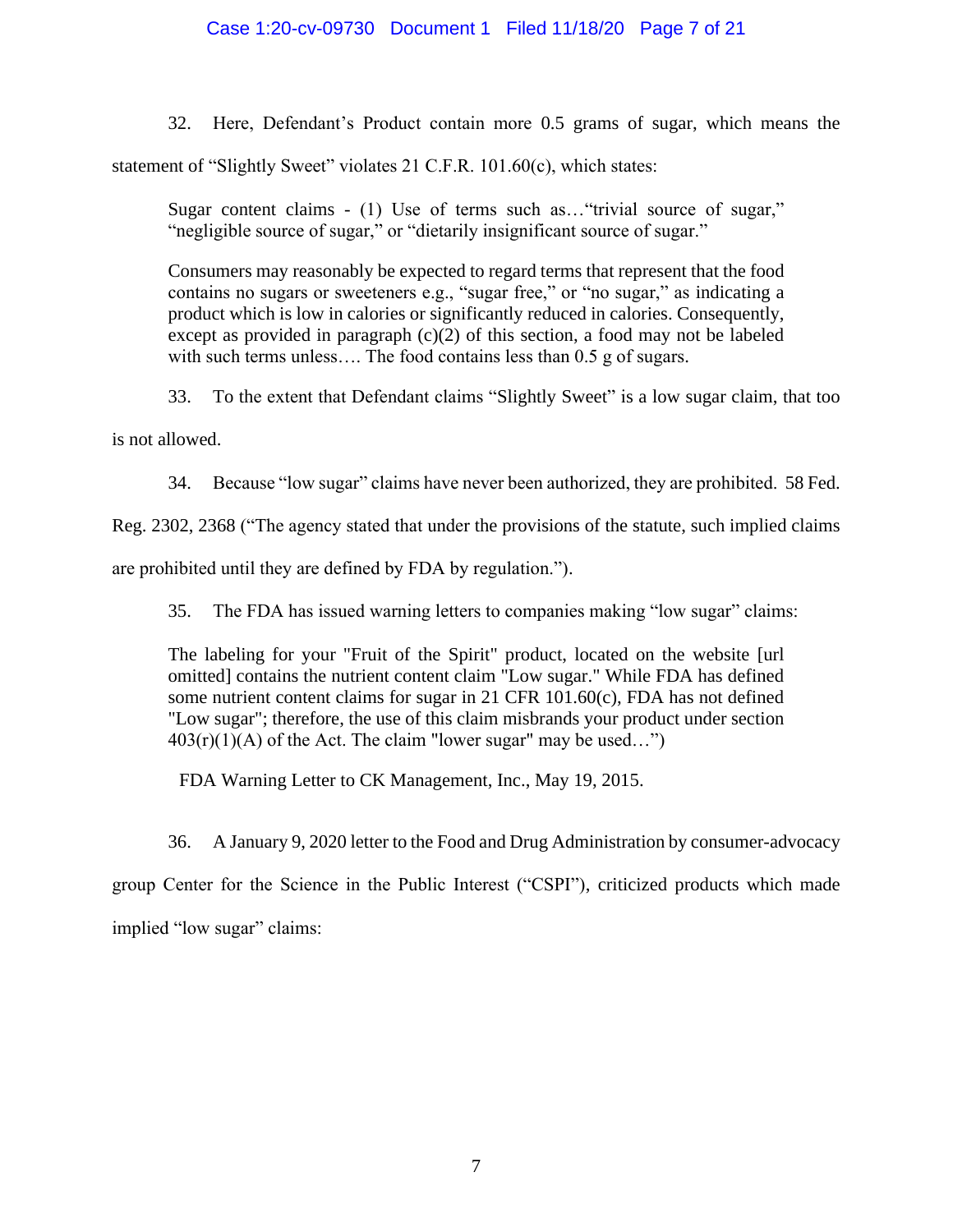32. Here, Defendant's Product contain more 0.5 grams of sugar, which means the statement of "Slightly Sweet" violates 21 C.F.R. 101.60(c), which states:

> Sugar content claims - (1) Use of terms such as…"trivial source of sugar," "negligible source of sugar," or "dietarily insignificant source of sugar."
>
> Consumers may reasonably be expected to regard terms that represent that the food contains no sugars or sweeteners e.g., "sugar free," or "no sugar," as indicating a product which is low in calories or significantly reduced in calories. Consequently, except as provided in paragraph (c)(2) of this section, a food may not be labeled with such terms unless…. The food contains less than 0.5 g of sugars.

33. To the extent that Defendant claims "Slightly Sweet" is a low sugar claim, that too is not allowed.

34. Because "low sugar" claims have never been authorized, they are prohibited. 58 Fed. Reg. 2302, 2368 ("The agency stated that under the provisions of the statute, such implied claims are prohibited until they are defined by FDA by regulation.").

35. The FDA has issued warning letters to companies making "low sugar" claims:

> The labeling for your "Fruit of the Spirit" product, located on the website [url omitted] contains the nutrient content claim "Low sugar." While FDA has defined some nutrient content claims for sugar in 21 CFR 101.60(c), FDA has not defined "Low sugar"; therefore, the use of this claim misbrands your product under section 403(r)(1)(A) of the Act. The claim "lower sugar" may be used…")
>
> FDA Warning Letter to CK Management, Inc., May 19, 2015.

36. A January 9, 2020 letter to the Food and Drug Administration by consumer-advocacy group Center for the Science in the Public Interest ("CSPI"), criticized products which made implied "low sugar" claims: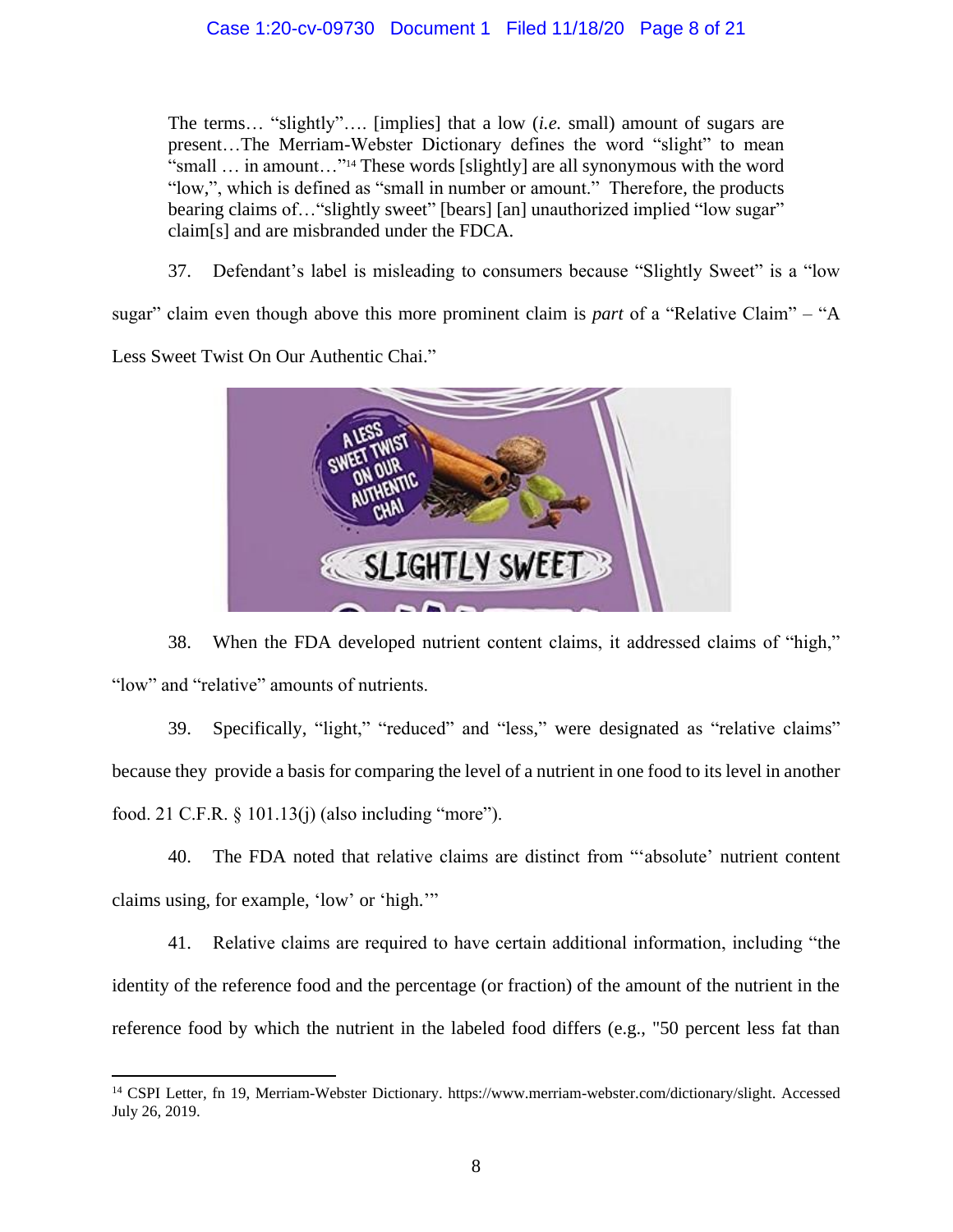> The terms… "slightly"…. [implies] that a low (*i.e.* small) amount of sugars are present…The Merriam-Webster Dictionary defines the word "slight" to mean "small … in amount…"[14] These words [slightly] are all synonymous with the word "low,", which is defined as "small in number or amount." Therefore, the products bearing claims of…"slightly sweet" [bears] [an] unauthorized implied "low sugar" claim[s] and are misbranded under the FDCA.

37. Defendant's label is misleading to consumers because "Slightly Sweet" is a "low sugar" claim even though above this more prominent claim is *part* of a "Relative Claim" – "A Less Sweet Twist On Our Authentic Chai."

38. When the FDA developed nutrient content claims, it addressed claims of "high," "low" and "relative" amounts of nutrients.

39. Specifically, "light," "reduced" and "less," were designated as "relative claims" because they provide a basis for comparing the level of a nutrient in one food to its level in another food. 21 C.F.R. § 101.13(j) (also including "more").

40. The FDA noted that relative claims are distinct from "'absolute' nutrient content claims using, for example, 'low' or 'high.'"

41. Relative claims are required to have certain additional information, including "the identity of the reference food and the percentage (or fraction) of the amount of the nutrient in the reference food by which the nutrient in the labeled food differs (e.g., "50 percent less fat than

[14] CSPI Letter, fn 19, Merriam-Webster Dictionary. https://www.merriam-webster.com/dictionary/slight. Accessed July 26, 2019.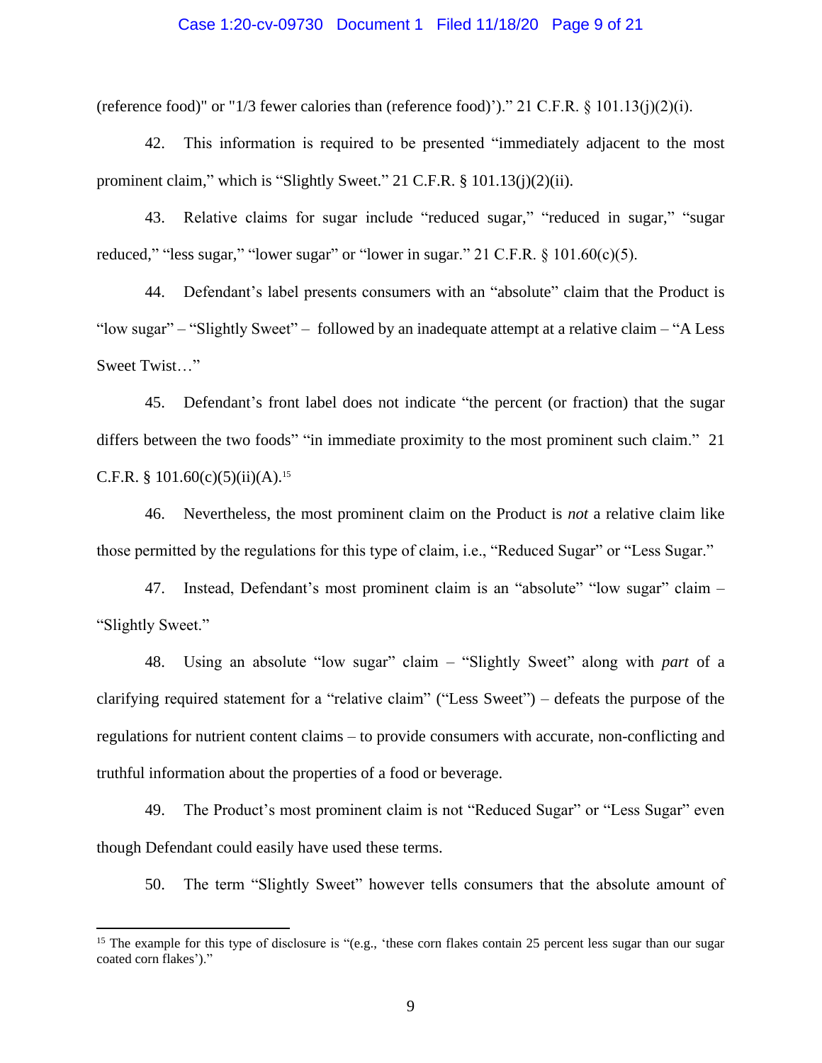(reference food)" or "1/3 fewer calories than (reference food)')." 21 C.F.R. § 101.13(j)(2)(i).

42. This information is required to be presented "immediately adjacent to the most prominent claim," which is "Slightly Sweet." 21 C.F.R. § 101.13(j)(2)(ii).

43. Relative claims for sugar include "reduced sugar," "reduced in sugar," "sugar reduced," "less sugar," "lower sugar" or "lower in sugar." 21 C.F.R. § 101.60(c)(5).

44. Defendant's label presents consumers with an "absolute" claim that the Product is "low sugar" – "Slightly Sweet" – followed by an inadequate attempt at a relative claim – "A Less Sweet Twist…"

45. Defendant's front label does not indicate "the percent (or fraction) that the sugar differs between the two foods" "in immediate proximity to the most prominent such claim." 21 C.F.R. § 101.60(c)(5)(ii)(A).[15]

46. Nevertheless, the most prominent claim on the Product is *not* a relative claim like those permitted by the regulations for this type of claim, i.e., "Reduced Sugar" or "Less Sugar."

47. Instead, Defendant's most prominent claim is an "absolute" "low sugar" claim – "Slightly Sweet."

48. Using an absolute "low sugar" claim – "Slightly Sweet" along with *part* of a clarifying required statement for a "relative claim" ("Less Sweet") – defeats the purpose of the regulations for nutrient content claims – to provide consumers with accurate, non-conflicting and truthful information about the properties of a food or beverage.

49. The Product's most prominent claim is not "Reduced Sugar" or "Less Sugar" even though Defendant could easily have used these terms.

50. The term "Slightly Sweet" however tells consumers that the absolute amount of

---

[15] The example for this type of disclosure is "(e.g., 'these corn flakes contain 25 percent less sugar than our sugar coated corn flakes')."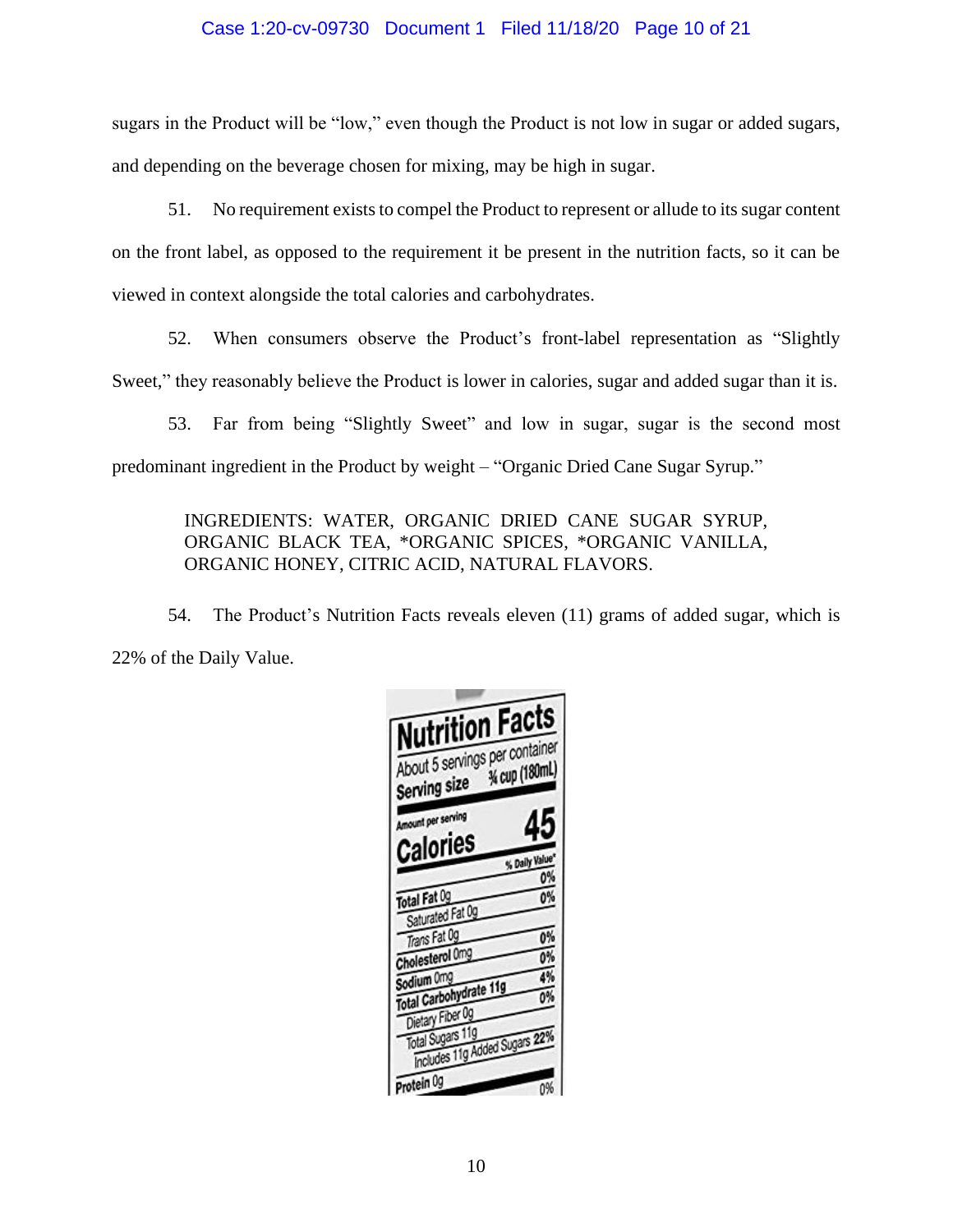sugars in the Product will be "low," even though the Product is not low in sugar or added sugars, and depending on the beverage chosen for mixing, may be high in sugar.

51. No requirement exists to compel the Product to represent or allude to its sugar content on the front label, as opposed to the requirement it be present in the nutrition facts, so it can be viewed in context alongside the total calories and carbohydrates.

52. When consumers observe the Product's front-label representation as "Slightly Sweet," they reasonably believe the Product is lower in calories, sugar and added sugar than it is.

53. Far from being "Slightly Sweet" and low in sugar, sugar is the second most predominant ingredient in the Product by weight – "Organic Dried Cane Sugar Syrup."

> INGREDIENTS: WATER, ORGANIC DRIED CANE SUGAR SYRUP, ORGANIC BLACK TEA, *ORGANIC SPICES, *ORGANIC VANILLA, ORGANIC HONEY, CITRIC ACID, NATURAL FLAVORS.

54. The Product's Nutrition Facts reveals eleven (11) grams of added sugar, which is 22% of the Daily Value.

**Nutrition Facts**

About 5 servings per container

Serving size ¾ cup (180mL)

| Amount per serving | |
|---|---|
| **Calories** | **45** |
| | % Daily Value* |
| Total Fat 0g | 0% |
| Saturated Fat 0g | 0% |
| Trans Fat 0g | |
| Cholesterol 0mg | 0% |
| Sodium 0mg | 0% |
| Total Carbohydrate 11g | 4% |
| Dietary Fiber 0g | 0% |
| Total Sugars 11g | |
| Includes 11g Added Sugars | 22% |
| Protein 0g | 0% |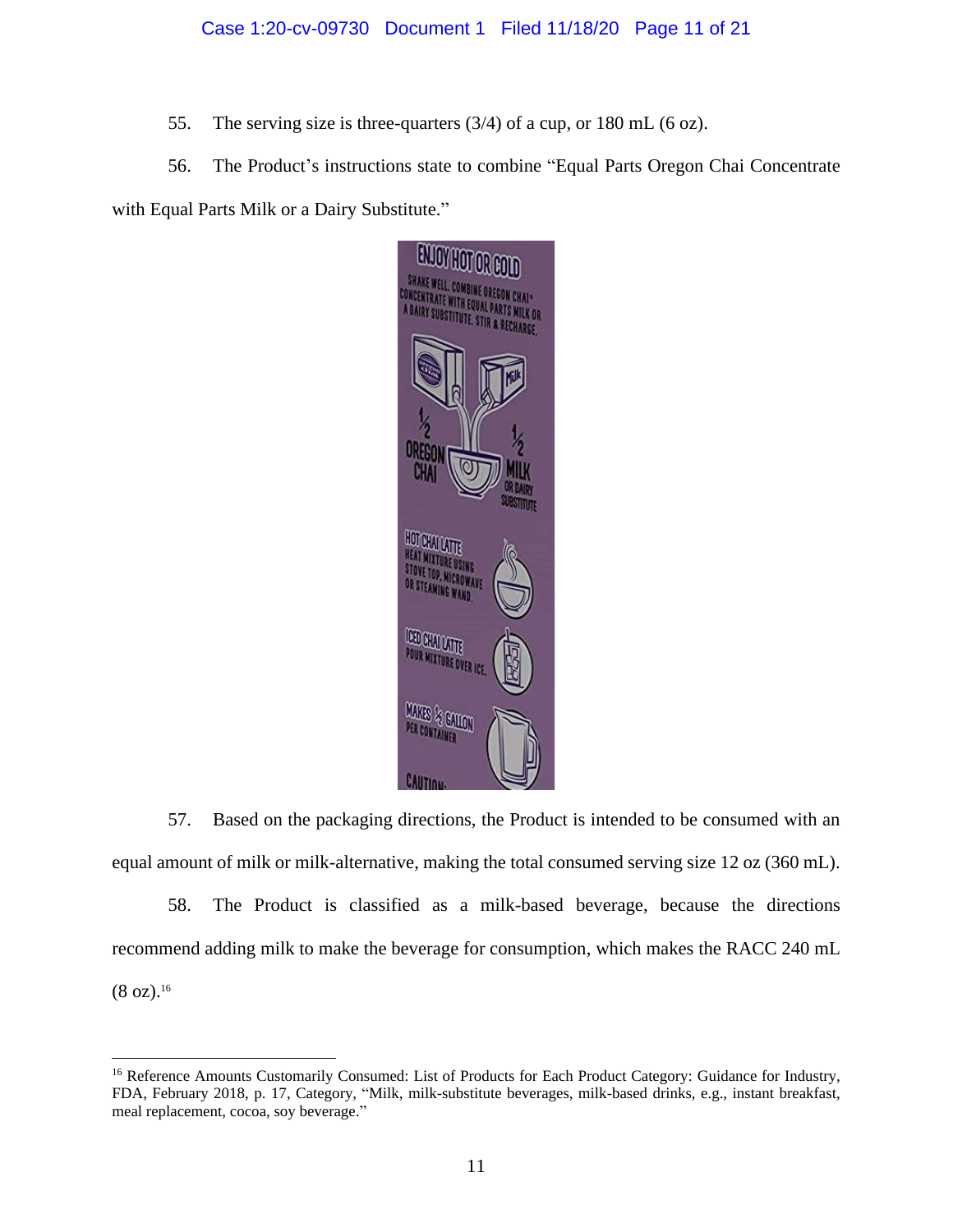55. The serving size is three-quarters (3/4) of a cup, or 180 mL (6 oz).

56. The Product's instructions state to combine "Equal Parts Oregon Chai Concentrate with Equal Parts Milk or a Dairy Substitute."

57. Based on the packaging directions, the Product is intended to be consumed with an equal amount of milk or milk-alternative, making the total consumed serving size 12 oz (360 mL).

58. The Product is classified as a milk-based beverage, because the directions recommend adding milk to make the beverage for consumption, which makes the RACC 240 mL (8 oz).[16]

---

[16] Reference Amounts Customarily Consumed: List of Products for Each Product Category: Guidance for Industry, FDA, February 2018, p. 17, Category, "Milk, milk-substitute beverages, milk-based drinks, e.g., instant breakfast, meal replacement, cocoa, soy beverage."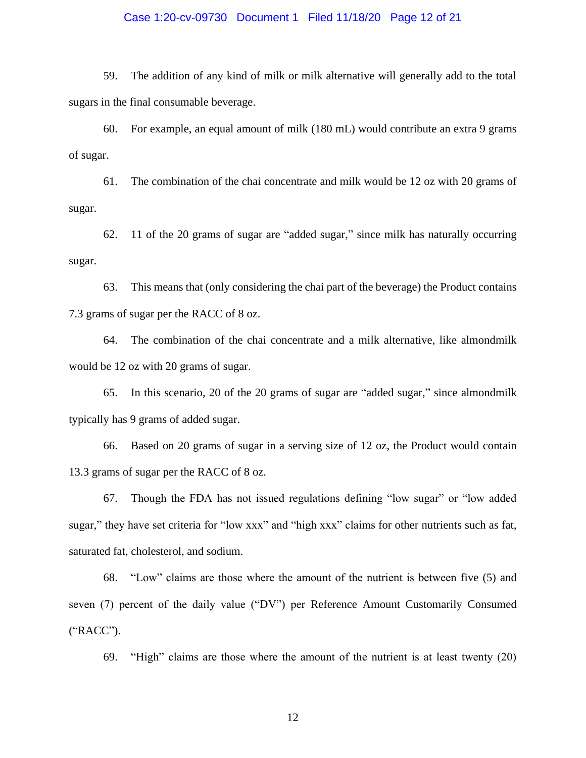59. The addition of any kind of milk or milk alternative will generally add to the total sugars in the final consumable beverage.

60. For example, an equal amount of milk (180 mL) would contribute an extra 9 grams of sugar.

61. The combination of the chai concentrate and milk would be 12 oz with 20 grams of sugar.

62. 11 of the 20 grams of sugar are "added sugar," since milk has naturally occurring sugar.

63. This means that (only considering the chai part of the beverage) the Product contains 7.3 grams of sugar per the RACC of 8 oz.

64. The combination of the chai concentrate and a milk alternative, like almondmilk would be 12 oz with 20 grams of sugar.

65. In this scenario, 20 of the 20 grams of sugar are "added sugar," since almondmilk typically has 9 grams of added sugar.

66. Based on 20 grams of sugar in a serving size of 12 oz, the Product would contain 13.3 grams of sugar per the RACC of 8 oz.

67. Though the FDA has not issued regulations defining "low sugar" or "low added sugar," they have set criteria for "low xxx" and "high xxx" claims for other nutrients such as fat, saturated fat, cholesterol, and sodium.

68. "Low" claims are those where the amount of the nutrient is between five (5) and seven (7) percent of the daily value ("DV") per Reference Amount Customarily Consumed ("RACC").

69. "High" claims are those where the amount of the nutrient is at least twenty (20)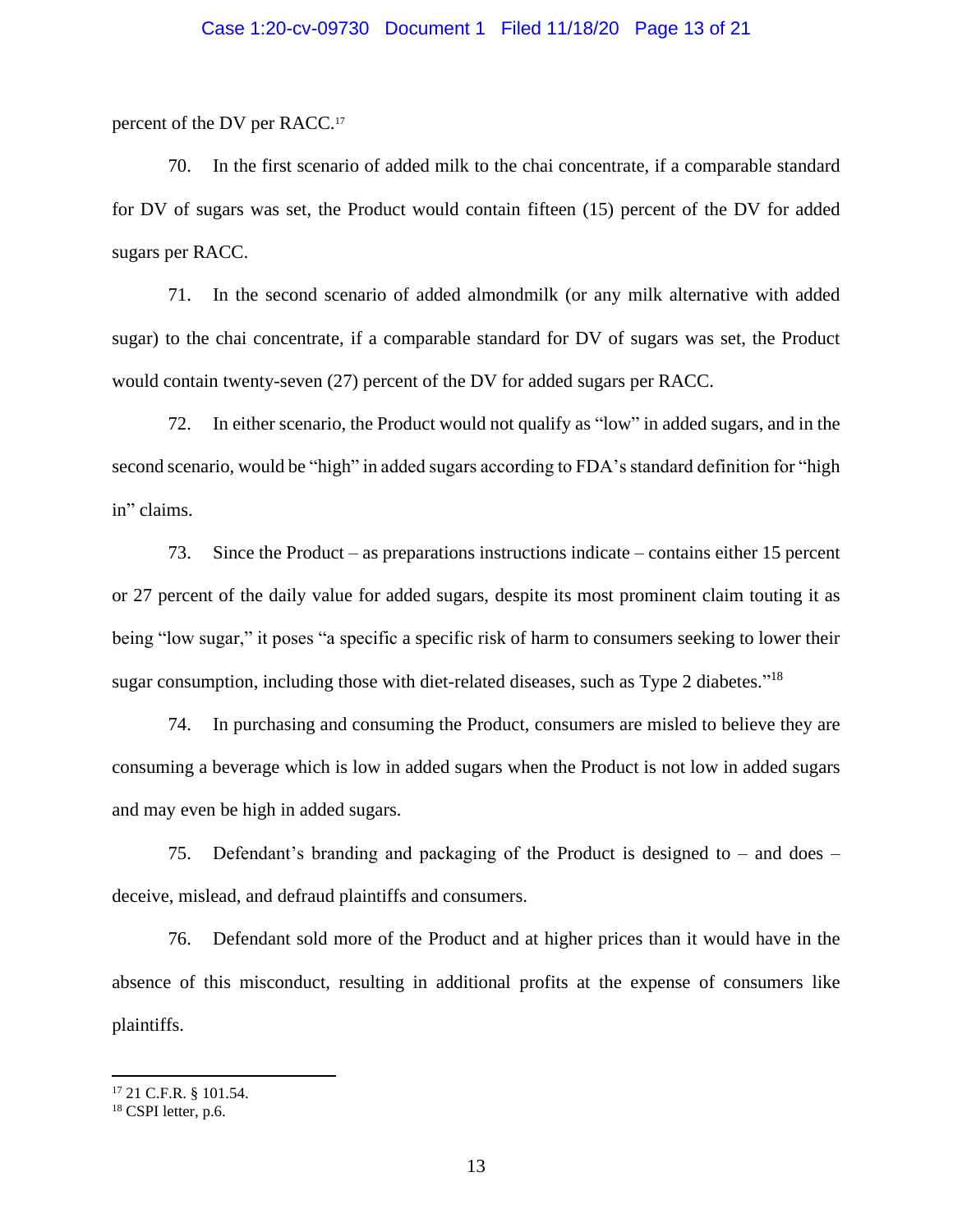percent of the DV per RACC.[17]

70. In the first scenario of added milk to the chai concentrate, if a comparable standard for DV of sugars was set, the Product would contain fifteen (15) percent of the DV for added sugars per RACC.

71. In the second scenario of added almondmilk (or any milk alternative with added sugar) to the chai concentrate, if a comparable standard for DV of sugars was set, the Product would contain twenty-seven (27) percent of the DV for added sugars per RACC.

72. In either scenario, the Product would not qualify as "low" in added sugars, and in the second scenario, would be "high" in added sugars according to FDA's standard definition for "high in" claims.

73. Since the Product – as preparations instructions indicate – contains either 15 percent or 27 percent of the daily value for added sugars, despite its most prominent claim touting it as being "low sugar," it poses "a specific a specific risk of harm to consumers seeking to lower their sugar consumption, including those with diet-related diseases, such as Type 2 diabetes."[18]

74. In purchasing and consuming the Product, consumers are misled to believe they are consuming a beverage which is low in added sugars when the Product is not low in added sugars and may even be high in added sugars.

75. Defendant's branding and packaging of the Product is designed to – and does – deceive, mislead, and defraud plaintiffs and consumers.

76. Defendant sold more of the Product and at higher prices than it would have in the absence of this misconduct, resulting in additional profits at the expense of consumers like plaintiffs.

---

[17] 21 C.F.R. § 101.54.

[18] CSPI letter, p.6.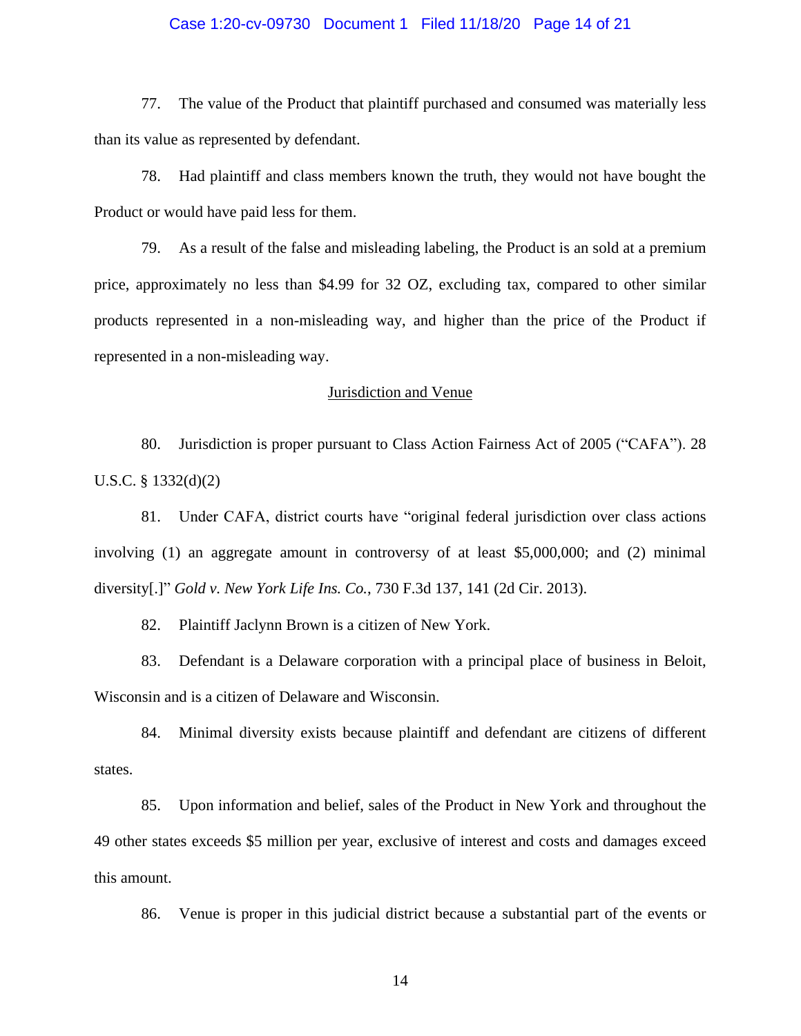77. The value of the Product that plaintiff purchased and consumed was materially less than its value as represented by defendant.

78. Had plaintiff and class members known the truth, they would not have bought the Product or would have paid less for them.

79. As a result of the false and misleading labeling, the Product is an sold at a premium price, approximately no less than $4.99 for 32 OZ, excluding tax, compared to other similar products represented in a non-misleading way, and higher than the price of the Product if represented in a non-misleading way.

## Jurisdiction and Venue

80. Jurisdiction is proper pursuant to Class Action Fairness Act of 2005 ("CAFA"). 28 U.S.C. § 1332(d)(2)

81. Under CAFA, district courts have "original federal jurisdiction over class actions involving (1) an aggregate amount in controversy of at least $5,000,000; and (2) minimal diversity[.]" *Gold v. New York Life Ins. Co.*, 730 F.3d 137, 141 (2d Cir. 2013).

82. Plaintiff Jaclynn Brown is a citizen of New York.

83. Defendant is a Delaware corporation with a principal place of business in Beloit, Wisconsin and is a citizen of Delaware and Wisconsin.

84. Minimal diversity exists because plaintiff and defendant are citizens of different states.

85. Upon information and belief, sales of the Product in New York and throughout the 49 other states exceeds $5 million per year, exclusive of interest and costs and damages exceed this amount.

86. Venue is proper in this judicial district because a substantial part of the events or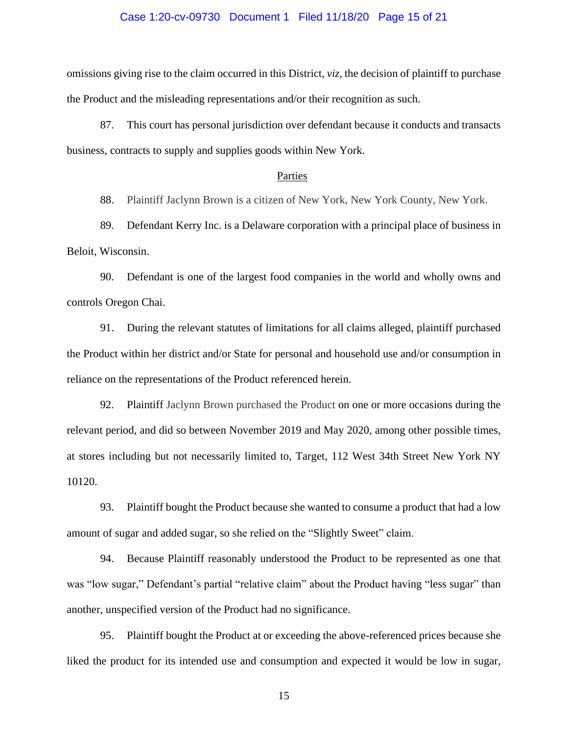omissions giving rise to the claim occurred in this District, *viz*, the decision of plaintiff to purchase the Product and the misleading representations and/or their recognition as such.

87. This court has personal jurisdiction over defendant because it conducts and transacts business, contracts to supply and supplies goods within New York.

## Parties

88. Plaintiff Jaclynn Brown is a citizen of New York, New York County, New York.

89. Defendant Kerry Inc. is a Delaware corporation with a principal place of business in Beloit, Wisconsin.

90. Defendant is one of the largest food companies in the world and wholly owns and controls Oregon Chai.

91. During the relevant statutes of limitations for all claims alleged, plaintiff purchased the Product within her district and/or State for personal and household use and/or consumption in reliance on the representations of the Product referenced herein.

92. Plaintiff Jaclynn Brown purchased the Product on one or more occasions during the relevant period, and did so between November 2019 and May 2020, among other possible times, at stores including but not necessarily limited to, Target, 112 West 34th Street New York NY 10120.

93. Plaintiff bought the Product because she wanted to consume a product that had a low amount of sugar and added sugar, so she relied on the "Slightly Sweet" claim.

94. Because Plaintiff reasonably understood the Product to be represented as one that was "low sugar," Defendant's partial "relative claim" about the Product having "less sugar" than another, unspecified version of the Product had no significance.

95. Plaintiff bought the Product at or exceeding the above-referenced prices because she liked the product for its intended use and consumption and expected it would be low in sugar,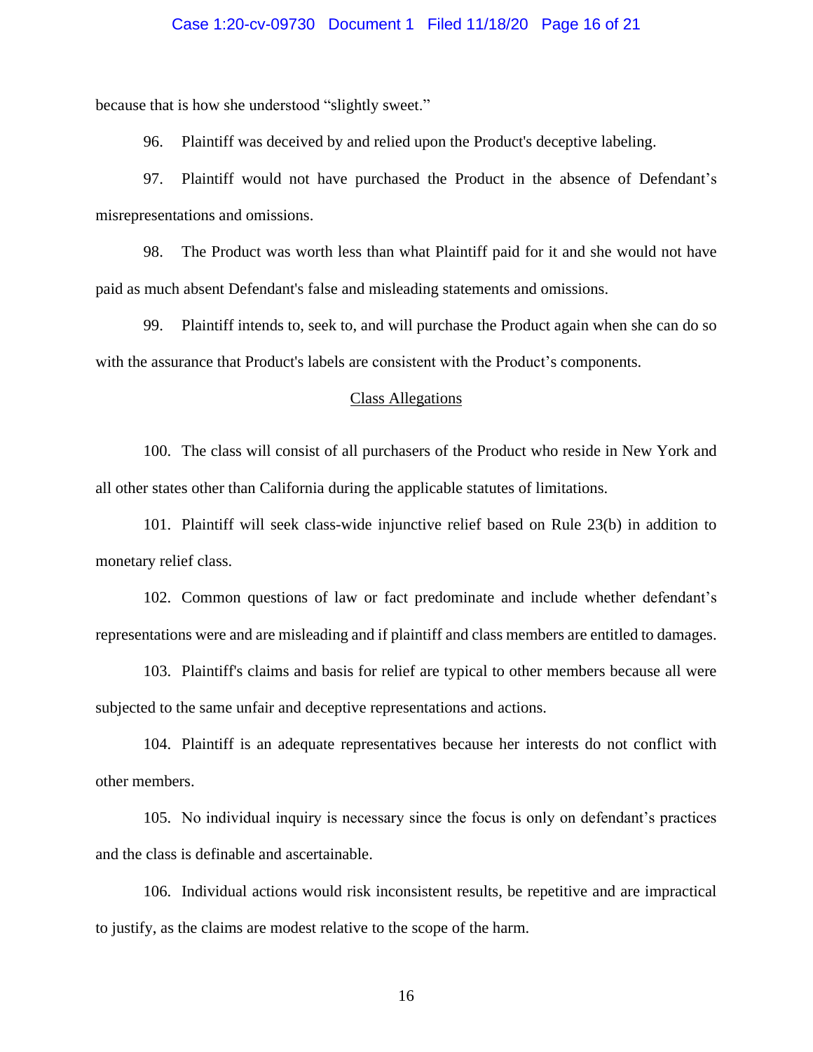because that is how she understood "slightly sweet."

96. Plaintiff was deceived by and relied upon the Product's deceptive labeling.

97. Plaintiff would not have purchased the Product in the absence of Defendant's misrepresentations and omissions.

98. The Product was worth less than what Plaintiff paid for it and she would not have paid as much absent Defendant's false and misleading statements and omissions.

99. Plaintiff intends to, seek to, and will purchase the Product again when she can do so with the assurance that Product's labels are consistent with the Product's components.

## Class Allegations

100. The class will consist of all purchasers of the Product who reside in New York and all other states other than California during the applicable statutes of limitations.

101. Plaintiff will seek class-wide injunctive relief based on Rule 23(b) in addition to monetary relief class.

102. Common questions of law or fact predominate and include whether defendant's representations were and are misleading and if plaintiff and class members are entitled to damages.

103. Plaintiff's claims and basis for relief are typical to other members because all were subjected to the same unfair and deceptive representations and actions.

104. Plaintiff is an adequate representatives because her interests do not conflict with other members.

105. No individual inquiry is necessary since the focus is only on defendant's practices and the class is definable and ascertainable.

106. Individual actions would risk inconsistent results, be repetitive and are impractical to justify, as the claims are modest relative to the scope of the harm.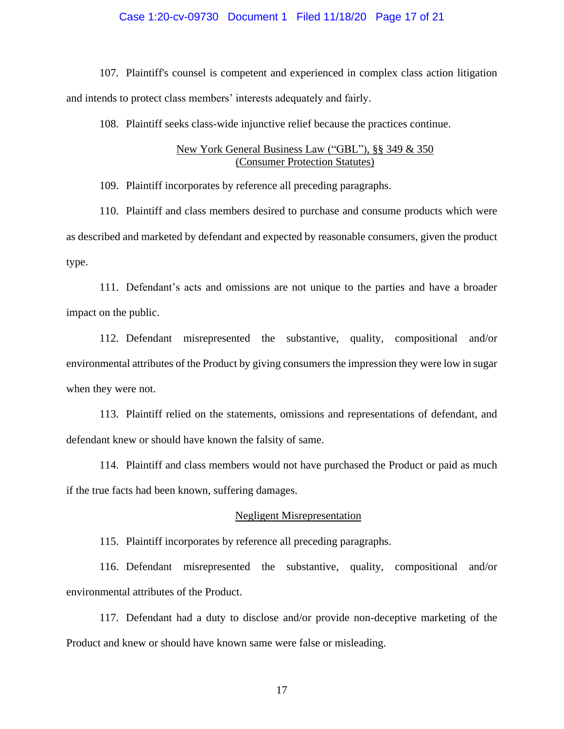107. Plaintiff's counsel is competent and experienced in complex class action litigation and intends to protect class members' interests adequately and fairly.

108. Plaintiff seeks class-wide injunctive relief because the practices continue.

<u>New York General Business Law ("GBL"), §§ 349 & 350</u>
<u>(Consumer Protection Statutes)</u>

109. Plaintiff incorporates by reference all preceding paragraphs.

110. Plaintiff and class members desired to purchase and consume products which were as described and marketed by defendant and expected by reasonable consumers, given the product type.

111. Defendant's acts and omissions are not unique to the parties and have a broader impact on the public.

112. Defendant misrepresented the substantive, quality, compositional and/or environmental attributes of the Product by giving consumers the impression they were low in sugar when they were not.

113. Plaintiff relied on the statements, omissions and representations of defendant, and defendant knew or should have known the falsity of same.

114. Plaintiff and class members would not have purchased the Product or paid as much if the true facts had been known, suffering damages.

<u>Negligent Misrepresentation</u>

115. Plaintiff incorporates by reference all preceding paragraphs.

116. Defendant misrepresented the substantive, quality, compositional and/or environmental attributes of the Product.

117. Defendant had a duty to disclose and/or provide non-deceptive marketing of the Product and knew or should have known same were false or misleading.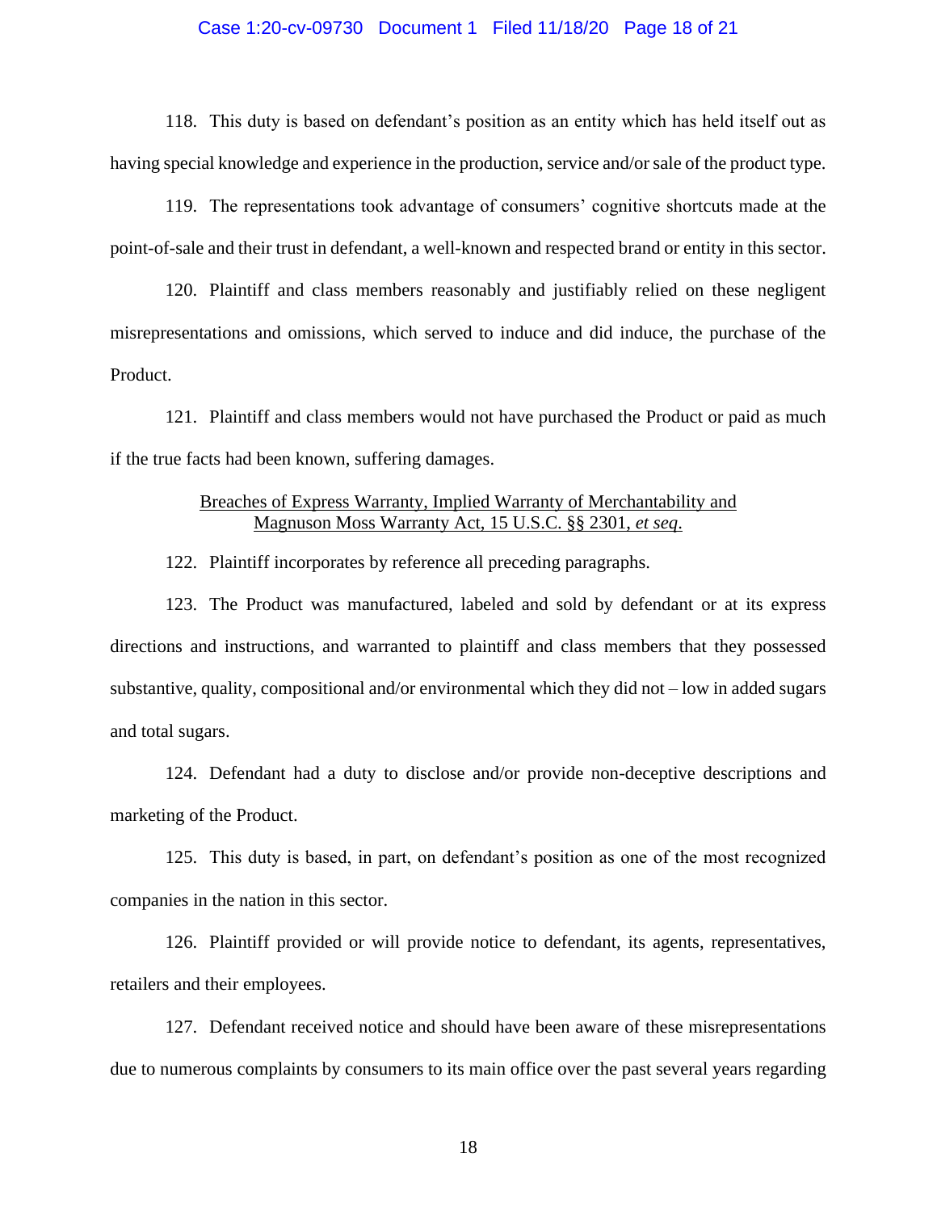118. This duty is based on defendant's position as an entity which has held itself out as having special knowledge and experience in the production, service and/or sale of the product type.

119. The representations took advantage of consumers' cognitive shortcuts made at the point-of-sale and their trust in defendant, a well-known and respected brand or entity in this sector.

120. Plaintiff and class members reasonably and justifiably relied on these negligent misrepresentations and omissions, which served to induce and did induce, the purchase of the Product.

121. Plaintiff and class members would not have purchased the Product or paid as much if the true facts had been known, suffering damages.

<u>Breaches of Express Warranty, Implied Warranty of Merchantability and Magnuson Moss Warranty Act, 15 U.S.C. §§ 2301, *et seq*.</u>

122. Plaintiff incorporates by reference all preceding paragraphs.

123. The Product was manufactured, labeled and sold by defendant or at its express directions and instructions, and warranted to plaintiff and class members that they possessed substantive, quality, compositional and/or environmental which they did not – low in added sugars and total sugars.

124. Defendant had a duty to disclose and/or provide non-deceptive descriptions and marketing of the Product.

125. This duty is based, in part, on defendant's position as one of the most recognized companies in the nation in this sector.

126. Plaintiff provided or will provide notice to defendant, its agents, representatives, retailers and their employees.

127. Defendant received notice and should have been aware of these misrepresentations due to numerous complaints by consumers to its main office over the past several years regarding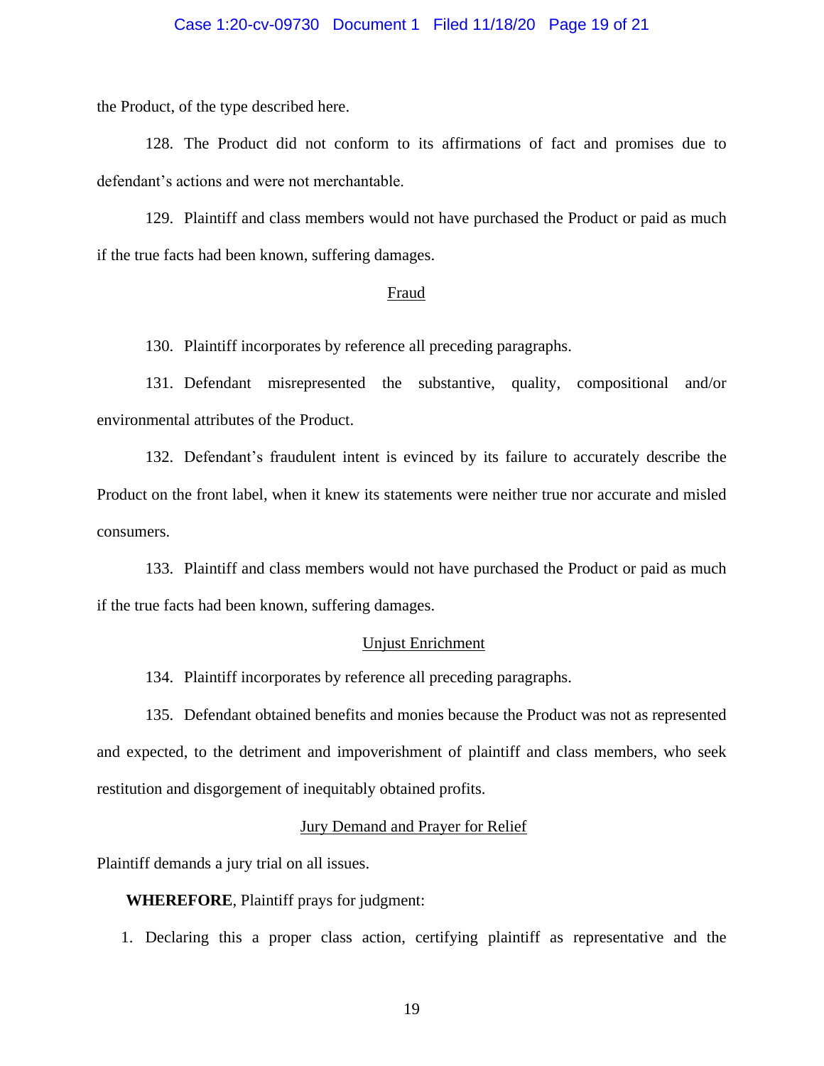the Product, of the type described here.

128. The Product did not conform to its affirmations of fact and promises due to defendant's actions and were not merchantable.

129. Plaintiff and class members would not have purchased the Product or paid as much if the true facts had been known, suffering damages.

Fraud

130. Plaintiff incorporates by reference all preceding paragraphs.

131. Defendant misrepresented the substantive, quality, compositional and/or environmental attributes of the Product.

132. Defendant's fraudulent intent is evinced by its failure to accurately describe the Product on the front label, when it knew its statements were neither true nor accurate and misled consumers.

133. Plaintiff and class members would not have purchased the Product or paid as much if the true facts had been known, suffering damages.

Unjust Enrichment

134. Plaintiff incorporates by reference all preceding paragraphs.

135. Defendant obtained benefits and monies because the Product was not as represented and expected, to the detriment and impoverishment of plaintiff and class members, who seek restitution and disgorgement of inequitably obtained profits.

Jury Demand and Prayer for Relief

Plaintiff demands a jury trial on all issues.

**WHEREFORE**, Plaintiff prays for judgment:

1. Declaring this a proper class action, certifying plaintiff as representative and the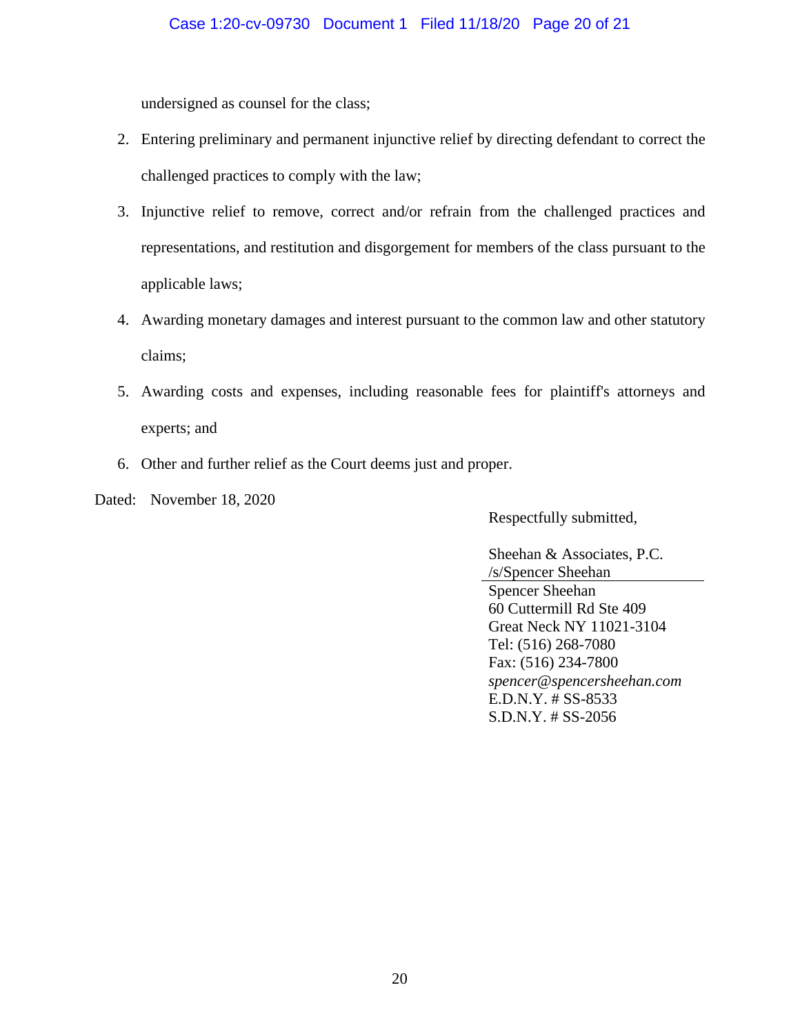undersigned as counsel for the class;

2. Entering preliminary and permanent injunctive relief by directing defendant to correct the challenged practices to comply with the law;
3. Injunctive relief to remove, correct and/or refrain from the challenged practices and representations, and restitution and disgorgement for members of the class pursuant to the applicable laws;
4. Awarding monetary damages and interest pursuant to the common law and other statutory claims;
5. Awarding costs and expenses, including reasonable fees for plaintiff's attorneys and experts; and
6. Other and further relief as the Court deems just and proper.

Dated: November 18, 2020

Respectfully submitted,

Sheehan & Associates, P.C.
/s/Spencer Sheehan
Spencer Sheehan
60 Cuttermill Rd Ste 409
Great Neck NY 11021-3104
Tel: (516) 268-7080
Fax: (516) 234-7800
*spencer@spencersheehan.com*
E.D.N.Y. # SS-8533
S.D.N.Y. # SS-2056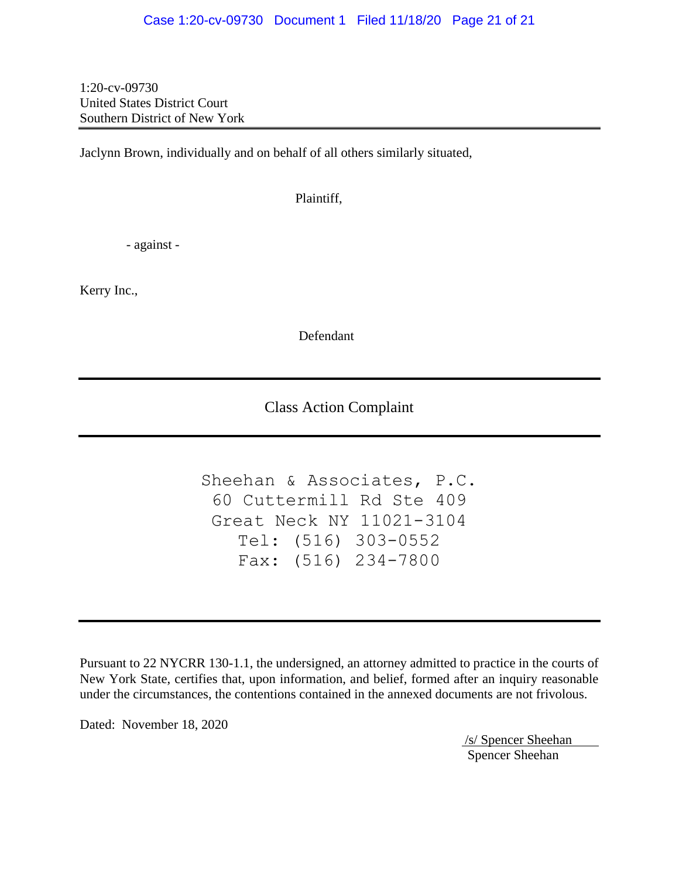1:20-cv-09730
United States District Court
Southern District of New York

---

Jaclynn Brown, individually and on behalf of all others similarly situated,

Plaintiff,

- against -

Kerry Inc.,

Defendant

---

Class Action Complaint

---

Sheehan & Associates, P.C.
60 Cuttermill Rd Ste 409
Great Neck NY 11021-3104
Tel: (516) 303-0552
Fax: (516) 234-7800

---

Pursuant to 22 NYCRR 130-1.1, the undersigned, an attorney admitted to practice in the courts of New York State, certifies that, upon information, and belief, formed after an inquiry reasonable under the circumstances, the contentions contained in the annexed documents are not frivolous.

Dated: November 18, 2020

/s/ Spencer Sheehan
Spencer Sheehan